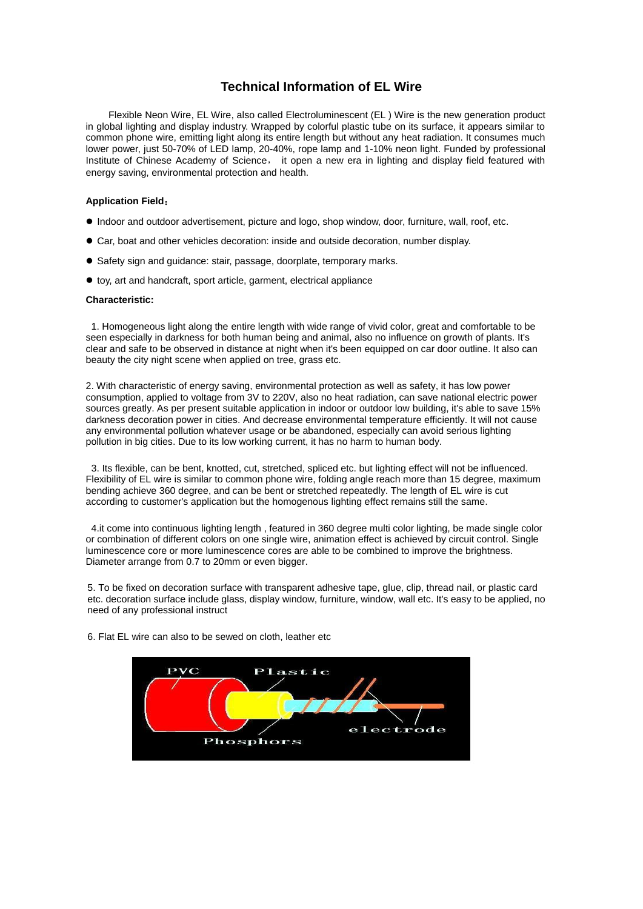# Technical Information of EL Wire

Flexible Neon Wire, EL Wire, also called Electroluminescent (EL ) Wire is the new generation product in global lighting and display industry. Wrapped by colorful plastic tube on its surface, it appears similar to common phone wire, emitting light along its entire length but without any heat radiation. It consumes much lower power, just 50-70% of LED lamp, 20-40%, rope lamp and 1-10% neon light. Funded by professional Institute of Chinese Academy of Science， it open a new era in lighting and display field featured with energy saving, environmental protection and health.

**Application Field：**

- Indoor and outdoor advertisement, picture and logo, shop window, door, furniture, wall, roof, etc.
- Car, boat and other vehicles decoration: inside and outside decoration, number display.
- Safety sign and guidance: stair, passage, doorplate, temporary marks.
- toy, art and handcraft, sport article, garment, electrical appliance

**Characteristic:**

1. Homogeneous light along the entire length with wide range of vivid color, great and comfortable to be seen especially in darkness for both human being and animal, also no influence on growth of plants. It's clear and safe to be observed in distance at night when it's been equipped on car door outline. It also can beauty the city night scene when applied on tree, grass etc.

2. With characteristic of energy saving, environmental protection as well as safety, it has low power consumption, applied to voltage from 3V to 220V, also no heat radiation, can save national electric power sources greatly. As per present suitable application in indoor or outdoor low building, it's able to save 15% darkness decoration power in cities. And decrease environmental temperature efficiently. It will not cause any environmental pollution whatever usage or be abandoned, especially can avoid serious lighting pollution in big cities. Due to its low working current, it has no harm to human body.

3. Its flexible, can be bent, knotted, cut, stretched, spliced etc. but lighting effect will not be influenced. Flexibility of EL wire is similar to common phone wire, folding angle reach more than 15 degree, maximum bending achieve 360 degree, and can be bent or stretched repeatedly. The length of EL wire is cut according to customer's application but the homogenous lighting effect remains still the same.

4.it come into continuous lighting length , featured in 360 degree multi color lighting, be made single color or combination of different colors on one single wire, animation effect is achieved by circuit control. Single luminescence core or more luminescence cores are able to be combined to improve the brightness. Diameter arrange from 0.7 to 20mm or even bigger.

5. To be fixed on decoration surface with transparent adhesive tape, glue, clip, thread nail, or plastic card etc. decoration surface include glass, display window, furniture, window, wall etc. It's easy to be applied, no need of any professional instruct

6. Flat EL wire can also to be sewed on cloth, leather etc

PVC Plastic Phosphors electrode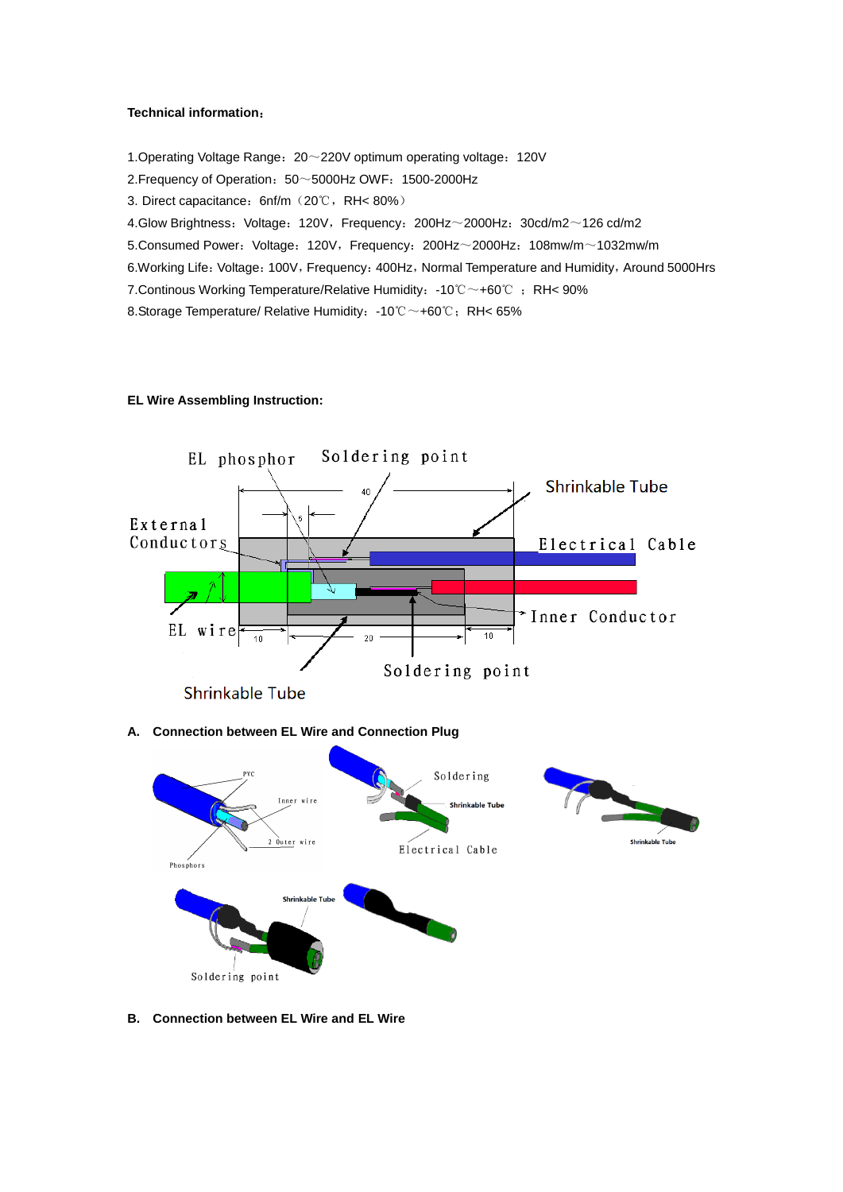**Technical information：**

1.Operating Voltage Range：20～220V optimum operating voltage：120V

2.Frequency of Operation：50～5000Hz OWF：1500-2000Hz

3. Direct capacitance：6nf/m（20℃，RH< 80%）

4.Glow Brightness：Voltage：120V，Frequency：200Hz～2000Hz：30cd/m2～126 cd/m2

5.Consumed Power：Voltage：120V，Frequency：200Hz～2000Hz：108mw/m～1032mw/m

6.Working Life：Voltage：100V，Frequency：400Hz，Normal Temperature and Humidity，Around 5000Hrs

7.Continous Working Temperature/Relative Humidity：-10℃～+60℃ ； RH< 90%

8.Storage Temperature/ Relative Humidity：-10℃～+60℃；RH< 65%

**EL Wire Assembling Instruction:**

EL phosphor | Soldering point | Shrinkable Tube | External Conductors | Electrical Cable | Inner Conductor | EL wire | Soldering point | Shrinkable Tube | 40 | 5 | 10 | 20 | 10

**A. Connection between EL Wire and Connection Plug**

PVC | Inner wire | 2 Outer wire | Phosphors | Soldering | Shrinkable Tube | Electrical Cable | Shrinkable Tube | Shrinkable Tube | Soldering point

**B. Connection between EL Wire and EL Wire**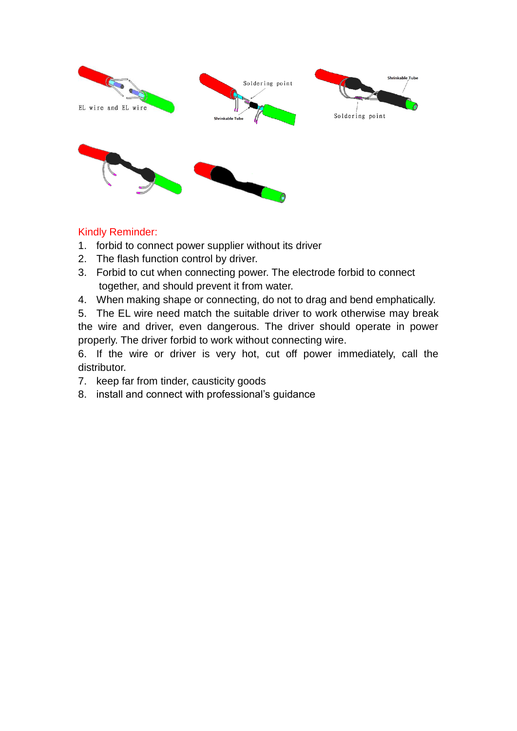EL wire and EL wire

Soldering point

Shrinkable Tube

Shrinkable Tube

Soldering point

Kindly Reminder:

1. forbid to connect power supplier without its driver
2. The flash function control by driver.
3. Forbid to cut when connecting power. The electrode forbid to connect together, and should prevent it from water.
4. When making shape or connecting, do not to drag and bend emphatically.
5. The EL wire need match the suitable driver to work otherwise may break the wire and driver, even dangerous. The driver should operate in power properly. The driver forbid to work without connecting wire.
6. If the wire or driver is very hot, cut off power immediately, call the distributor.
7. keep far from tinder, causticity goods
8. install and connect with professional's guidance